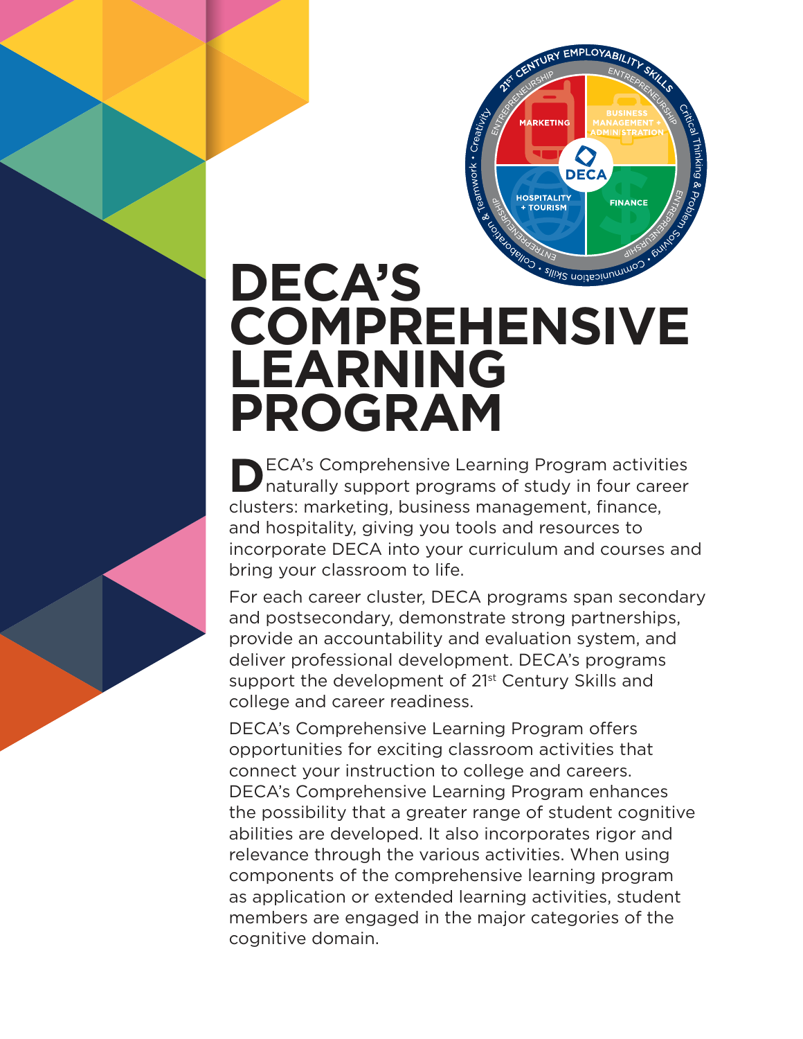# DECA'S COMPREHENSIVE LEARNING PROGRAM

DECA's Comprehensive Learning Program activities naturally support programs of study in four career clusters: marketing, business management, finance, and hospitality, giving you tools and resources to incorporate DECA into your curriculum and courses and bring your classroom to life.

For each career cluster, DECA programs span secondary and postsecondary, demonstrate strong partnerships, provide an accountability and evaluation system, and deliver professional development. DECA's programs support the development of 21st Century Skills and college and career readiness.

DECA's Comprehensive Learning Program offers opportunities for exciting classroom activities that connect your instruction to college and careers. DECA's Comprehensive Learning Program enhances the possibility that a greater range of student cognitive abilities are developed. It also incorporates rigor and relevance through the various activities. When using components of the comprehensive learning program as application or extended learning activities, student members are engaged in the major categories of the cognitive domain.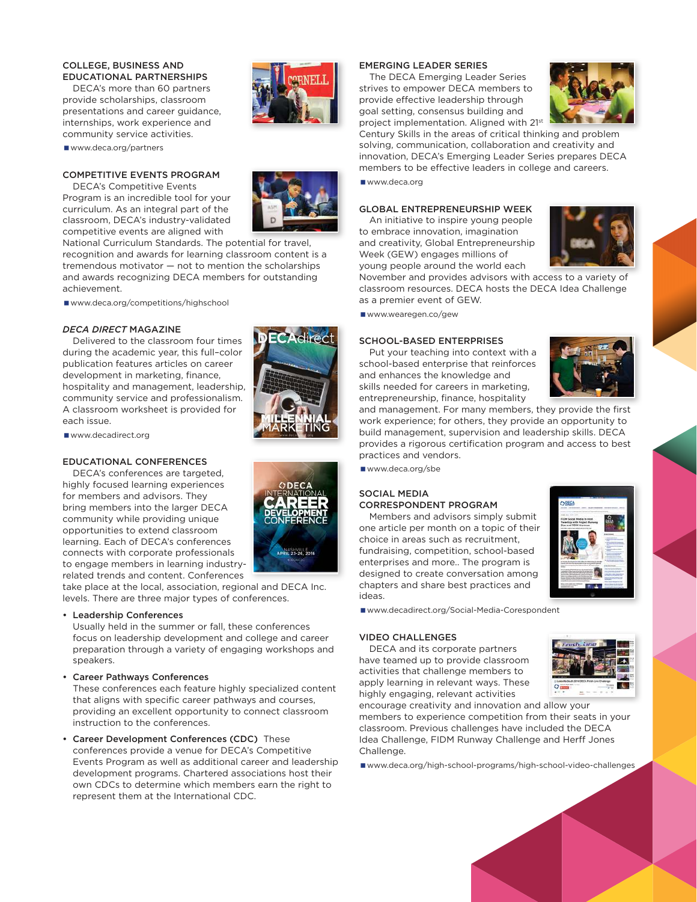## COLLEGE, BUSINESS AND EDUCATIONAL PARTNERSHIPS

DECA's more than 60 partners provide scholarships, classroom presentations and career guidance, internships, work experience and community service activities.

■ www.deca.org/partners

## COMPETITIVE EVENTS PROGRAM

DECA's Competitive Events Program is an incredible tool for your curriculum. As an integral part of the classroom, DECA's industry-validated competitive events are aligned with National Curriculum Standards. The potential for travel, recognition and awards for learning classroom content is a tremendous motivator — not to mention the scholarships and awards recognizing DECA members for outstanding achievement.

■ www.deca.org/competitions/highschool

## *DECA DIRECT* MAGAZINE

Delivered to the classroom four times during the academic year, this full-color publication features articles on career development in marketing, finance, hospitality and management, leadership, community service and professionalism. A classroom worksheet is provided for each issue.

■ www.decadirect.org

## EDUCATIONAL CONFERENCES

DECA's conferences are targeted, highly focused learning experiences for members and advisors. They bring members into the larger DECA community while providing unique opportunities to extend classroom learning. Each of DECA's conferences connects with corporate professionals to engage members in learning industry-related trends and content. Conferences take place at the local, association, regional and DECA Inc. levels. There are three major types of conferences.

- **Leadership Conferences**
  Usually held in the summer or fall, these conferences focus on leadership development and college and career preparation through a variety of engaging workshops and speakers.
- **Career Pathways Conferences**
  These conferences each feature highly specialized content that aligns with specific career pathways and courses, providing an excellent opportunity to connect classroom instruction to the conferences.
- **Career Development Conferences (CDC)** These conferences provide a venue for DECA's Competitive Events Program as well as additional career and leadership development programs. Chartered associations host their own CDCs to determine which members earn the right to represent them at the International CDC.

## EMERGING LEADER SERIES

The DECA Emerging Leader Series strives to empower DECA members to provide effective leadership through goal setting, consensus building and project implementation. Aligned with 21st Century Skills in the areas of critical thinking and problem solving, communication, collaboration and creativity and innovation, DECA's Emerging Leader Series prepares DECA members to be effective leaders in college and careers.

■ www.deca.org

## GLOBAL ENTREPRENEURSHIP WEEK

An initiative to inspire young people to embrace innovation, imagination and creativity, Global Entrepreneurship Week (GEW) engages millions of young people around the world each November and provides advisors with access to a variety of classroom resources. DECA hosts the DECA Idea Challenge as a premier event of GEW.

■ www.wearegen.co/gew

## SCHOOL-BASED ENTERPRISES

Put your teaching into context with a school-based enterprise that reinforces and enhances the knowledge and skills needed for careers in marketing, entrepreneurship, finance, hospitality and management. For many members, they provide the first work experience; for others, they provide an opportunity to build management, supervision and leadership skills. DECA provides a rigorous certification program and access to best practices and vendors.

■ www.deca.org/sbe

## SOCIAL MEDIA CORRESPONDENT PROGRAM

Members and advisors simply submit one article per month on a topic of their choice in areas such as recruitment, fundraising, competition, school-based enterprises and more.. The program is designed to create conversation among chapters and share best practices and ideas.

■ www.decadirect.org/Social-Media-Corespondent

## VIDEO CHALLENGES

DECA and its corporate partners have teamed up to provide classroom activities that challenge members to apply learning in relevant ways. These highly engaging, relevant activities encourage creativity and innovation and allow your members to experience competition from their seats in your classroom. Previous challenges have included the DECA Idea Challenge, FIDM Runway Challenge and Herff Jones Challenge.

■ www.deca.org/high-school-programs/high-school-video-challenges